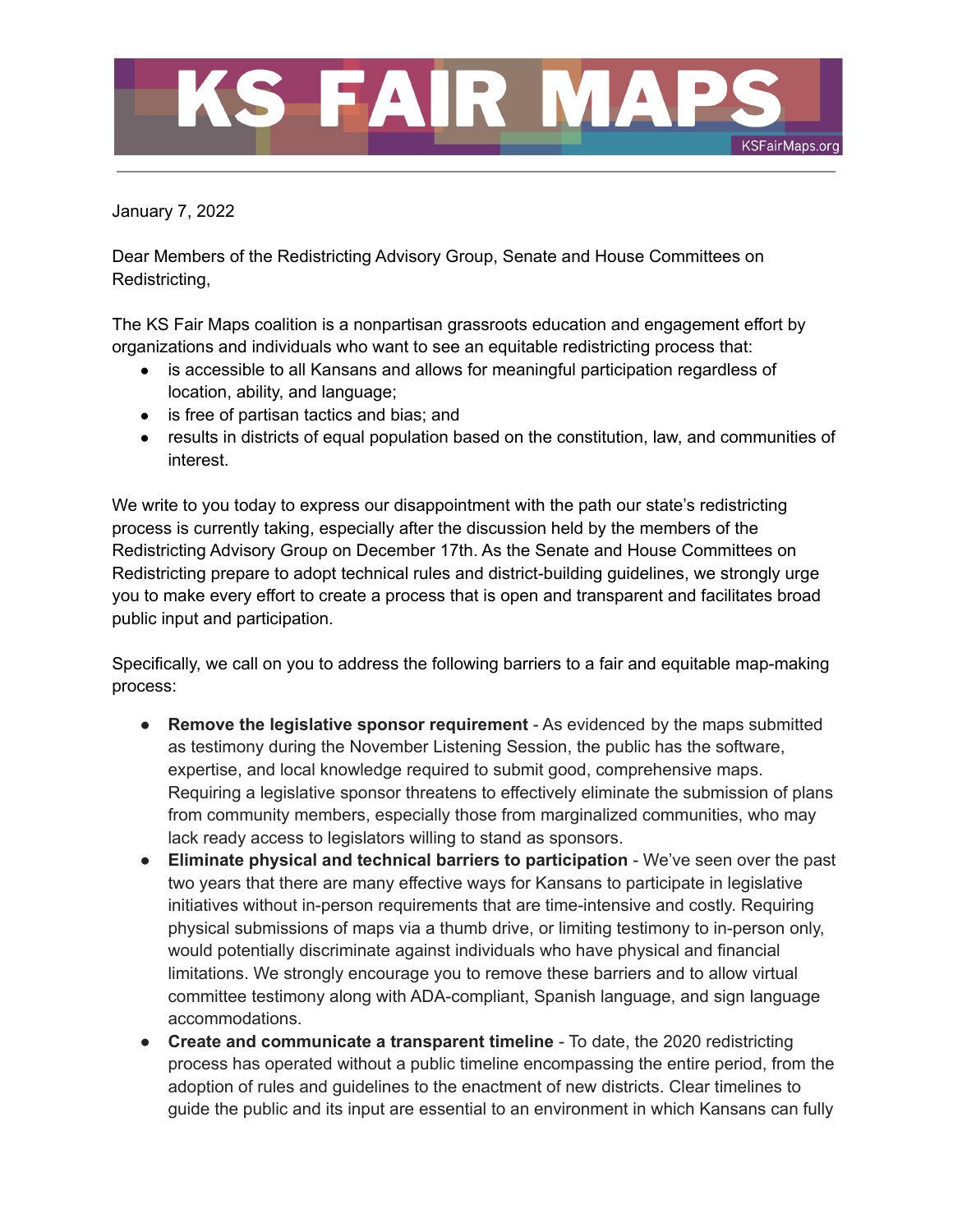# KS FAIR MAPS

KSFairMaps.org

---

January 7, 2022

Dear Members of the Redistricting Advisory Group, Senate and House Committees on Redistricting,

The KS Fair Maps coalition is a nonpartisan grassroots education and engagement effort by organizations and individuals who want to see an equitable redistricting process that:

- is accessible to all Kansans and allows for meaningful participation regardless of location, ability, and language;
- is free of partisan tactics and bias; and
- results in districts of equal population based on the constitution, law, and communities of interest.

We write to you today to express our disappointment with the path our state's redistricting process is currently taking, especially after the discussion held by the members of the Redistricting Advisory Group on December 17th. As the Senate and House Committees on Redistricting prepare to adopt technical rules and district-building guidelines, we strongly urge you to make every effort to create a process that is open and transparent and facilitates broad public input and participation.

Specifically, we call on you to address the following barriers to a fair and equitable map-making process:

- **Remove the legislative sponsor requirement** - As evidenced by the maps submitted as testimony during the November Listening Session, the public has the software, expertise, and local knowledge required to submit good, comprehensive maps. Requiring a legislative sponsor threatens to effectively eliminate the submission of plans from community members, especially those from marginalized communities, who may lack ready access to legislators willing to stand as sponsors.
- **Eliminate physical and technical barriers to participation** - We've seen over the past two years that there are many effective ways for Kansans to participate in legislative initiatives without in-person requirements that are time-intensive and costly. Requiring physical submissions of maps via a thumb drive, or limiting testimony to in-person only, would potentially discriminate against individuals who have physical and financial limitations. We strongly encourage you to remove these barriers and to allow virtual committee testimony along with ADA-compliant, Spanish language, and sign language accommodations.
- **Create and communicate a transparent timeline** - To date, the 2020 redistricting process has operated without a public timeline encompassing the entire period, from the adoption of rules and guidelines to the enactment of new districts. Clear timelines to guide the public and its input are essential to an environment in which Kansans can fully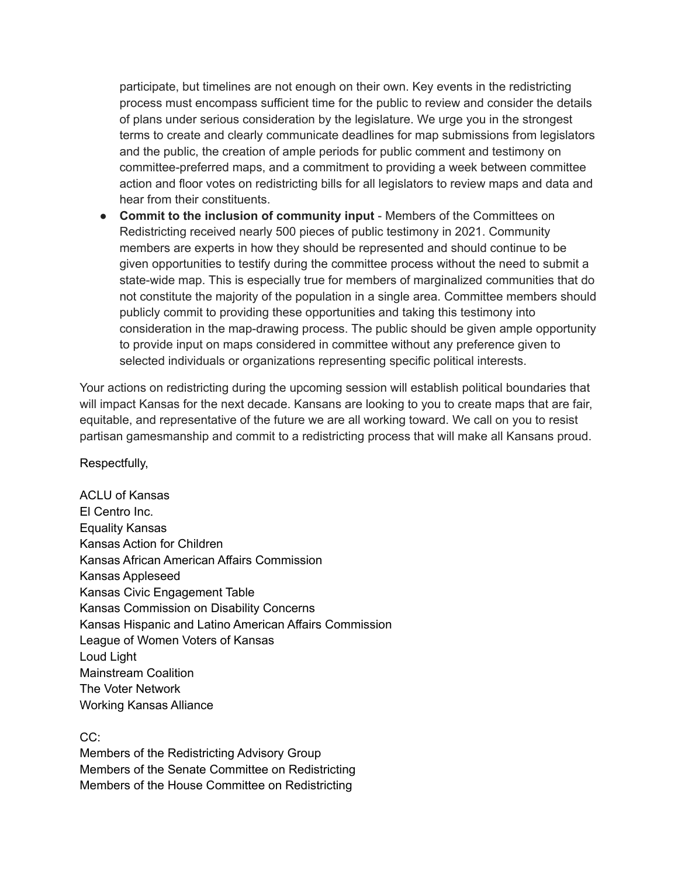participate, but timelines are not enough on their own. Key events in the redistricting process must encompass sufficient time for the public to review and consider the details of plans under serious consideration by the legislature. We urge you in the strongest terms to create and clearly communicate deadlines for map submissions from legislators and the public, the creation of ample periods for public comment and testimony on committee-preferred maps, and a commitment to providing a week between committee action and floor votes on redistricting bills for all legislators to review maps and data and hear from their constituents.

- **Commit to the inclusion of community input** - Members of the Committees on Redistricting received nearly 500 pieces of public testimony in 2021. Community members are experts in how they should be represented and should continue to be given opportunities to testify during the committee process without the need to submit a state-wide map. This is especially true for members of marginalized communities that do not constitute the majority of the population in a single area. Committee members should publicly commit to providing these opportunities and taking this testimony into consideration in the map-drawing process. The public should be given ample opportunity to provide input on maps considered in committee without any preference given to selected individuals or organizations representing specific political interests.

Your actions on redistricting during the upcoming session will establish political boundaries that will impact Kansas for the next decade. Kansans are looking to you to create maps that are fair, equitable, and representative of the future we are all working toward. We call on you to resist partisan gamesmanship and commit to a redistricting process that will make all Kansans proud.

Respectfully,

ACLU of Kansas
El Centro Inc.
Equality Kansas
Kansas Action for Children
Kansas African American Affairs Commission
Kansas Appleseed
Kansas Civic Engagement Table
Kansas Commission on Disability Concerns
Kansas Hispanic and Latino American Affairs Commission
League of Women Voters of Kansas
Loud Light
Mainstream Coalition
The Voter Network
Working Kansas Alliance

CC:
Members of the Redistricting Advisory Group
Members of the Senate Committee on Redistricting
Members of the House Committee on Redistricting